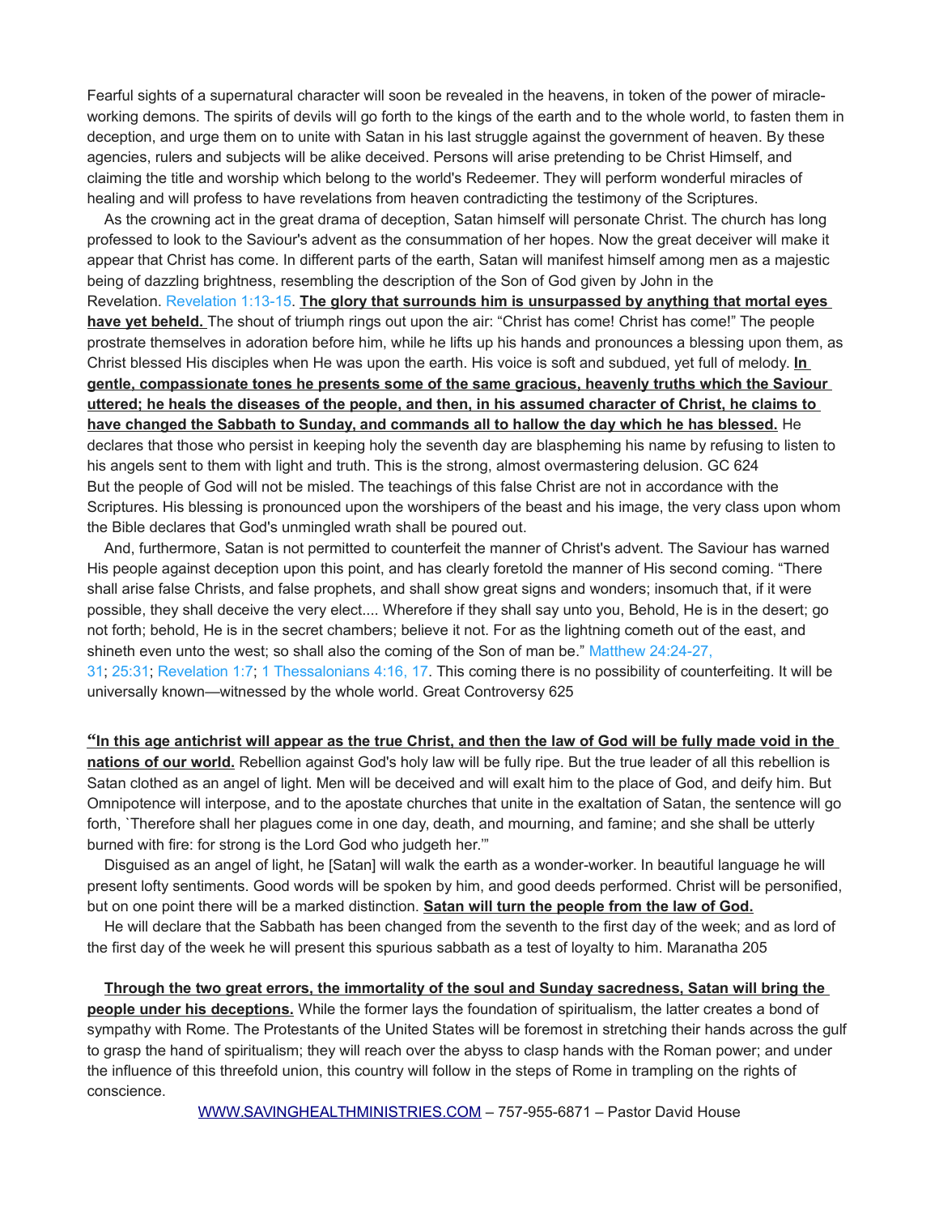Fearful sights of a supernatural character will soon be revealed in the heavens, in token of the power of miracle-working demons. The spirits of devils will go forth to the kings of the earth and to the whole world, to fasten them in deception, and urge them on to unite with Satan in his last struggle against the government of heaven. By these agencies, rulers and subjects will be alike deceived. Persons will arise pretending to be Christ Himself, and claiming the title and worship which belong to the world's Redeemer. They will perform wonderful miracles of healing and will profess to have revelations from heaven contradicting the testimony of the Scriptures.

As the crowning act in the great drama of deception, Satan himself will personate Christ. The church has long professed to look to the Saviour's advent as the consummation of her hopes. Now the great deceiver will make it appear that Christ has come. In different parts of the earth, Satan will manifest himself among men as a majestic being of dazzling brightness, resembling the description of the Son of God given by John in the Revelation. Revelation 1:13-15. **The glory that surrounds him is unsurpassed by anything that mortal eyes have yet beheld.** The shout of triumph rings out upon the air: "Christ has come! Christ has come!" The people prostrate themselves in adoration before him, while he lifts up his hands and pronounces a blessing upon them, as Christ blessed His disciples when He was upon the earth. His voice is soft and subdued, yet full of melody. **In gentle, compassionate tones he presents some of the same gracious, heavenly truths which the Saviour uttered; he heals the diseases of the people, and then, in his assumed character of Christ, he claims to have changed the Sabbath to Sunday, and commands all to hallow the day which he has blessed.** He declares that those who persist in keeping holy the seventh day are blaspheming his name by refusing to listen to his angels sent to them with light and truth. This is the strong, almost overmastering delusion. GC 624
But the people of God will not be misled. The teachings of this false Christ are not in accordance with the Scriptures. His blessing is pronounced upon the worshipers of the beast and his image, the very class upon whom the Bible declares that God's unmingled wrath shall be poured out.

And, furthermore, Satan is not permitted to counterfeit the manner of Christ's advent. The Saviour has warned His people against deception upon this point, and has clearly foretold the manner of His second coming. "There shall arise false Christs, and false prophets, and shall show great signs and wonders; insomuch that, if it were possible, they shall deceive the very elect.... Wherefore if they shall say unto you, Behold, He is in the desert; go not forth; behold, He is in the secret chambers; believe it not. For as the lightning cometh out of the east, and shineth even unto the west; so shall also the coming of the Son of man be." Matthew 24:24-27, 31; 25:31; Revelation 1:7; 1 Thessalonians 4:16, 17. This coming there is no possibility of counterfeiting. It will be universally known—witnessed by the whole world. Great Controversy 625

**"In this age antichrist will appear as the true Christ, and then the law of God will be fully made void in the nations of our world.** Rebellion against God's holy law will be fully ripe. But the true leader of all this rebellion is Satan clothed as an angel of light. Men will be deceived and will exalt him to the place of God, and deify him. But Omnipotence will interpose, and to the apostate churches that unite in the exaltation of Satan, the sentence will go forth, `Therefore shall her plagues come in one day, death, and mourning, and famine; and she shall be utterly burned with fire: for strong is the Lord God who judgeth her.'"

Disguised as an angel of light, he [Satan] will walk the earth as a wonder-worker. In beautiful language he will present lofty sentiments. Good words will be spoken by him, and good deeds performed. Christ will be personified, but on one point there will be a marked distinction. **Satan will turn the people from the law of God.**

He will declare that the Sabbath has been changed from the seventh to the first day of the week; and as lord of the first day of the week he will present this spurious sabbath as a test of loyalty to him. Maranatha 205

**Through the two great errors, the immortality of the soul and Sunday sacredness, Satan will bring the people under his deceptions.** While the former lays the foundation of spiritualism, the latter creates a bond of sympathy with Rome. The Protestants of the United States will be foremost in stretching their hands across the gulf to grasp the hand of spiritualism; they will reach over the abyss to clasp hands with the Roman power; and under the influence of this threefold union, this country will follow in the steps of Rome in trampling on the rights of conscience.

WWW.SAVINGHEALTHMINISTRIES.COM – 757-955-6871 – Pastor David House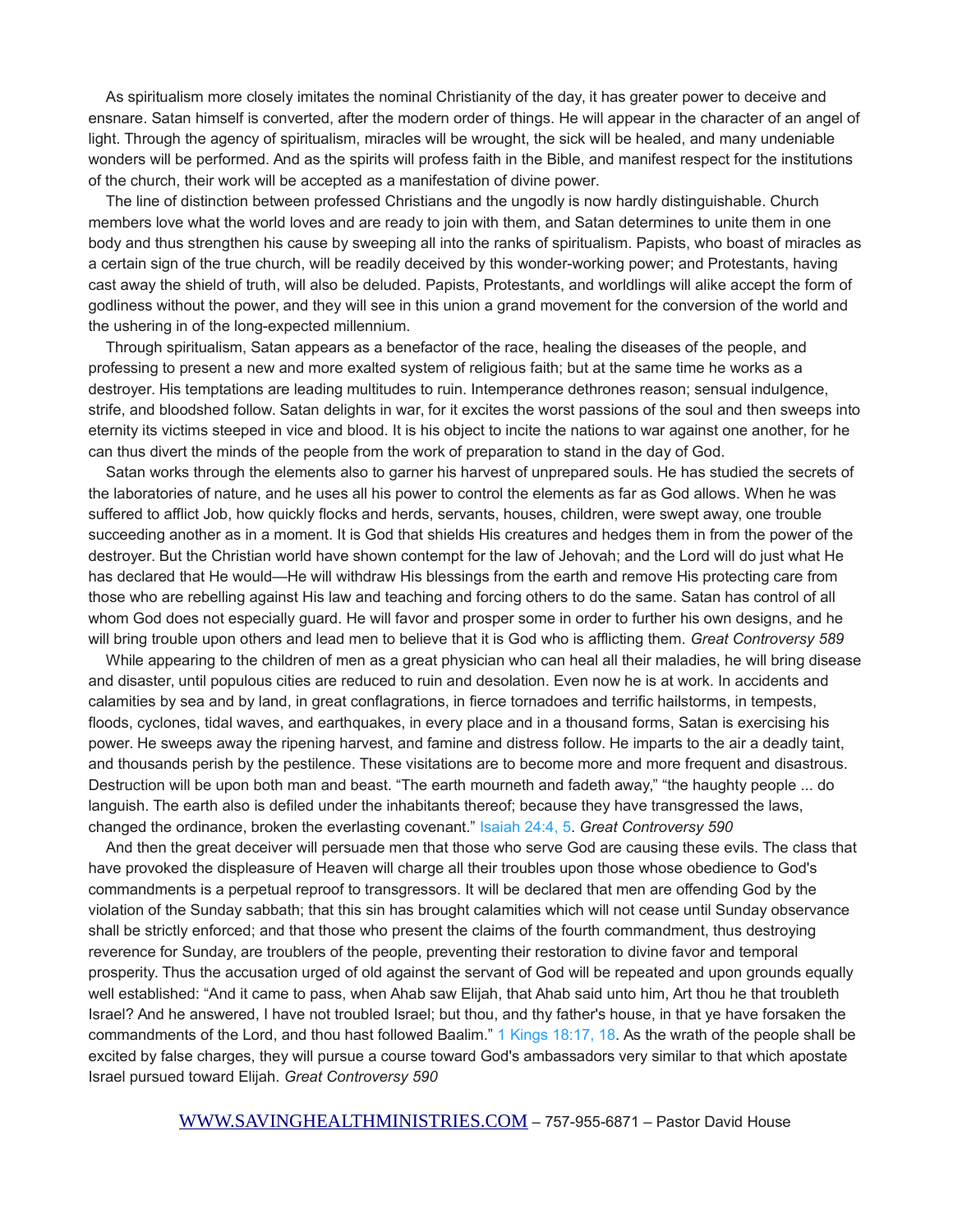As spiritualism more closely imitates the nominal Christianity of the day, it has greater power to deceive and ensnare. Satan himself is converted, after the modern order of things. He will appear in the character of an angel of light. Through the agency of spiritualism, miracles will be wrought, the sick will be healed, and many undeniable wonders will be performed. And as the spirits will profess faith in the Bible, and manifest respect for the institutions of the church, their work will be accepted as a manifestation of divine power.

The line of distinction between professed Christians and the ungodly is now hardly distinguishable. Church members love what the world loves and are ready to join with them, and Satan determines to unite them in one body and thus strengthen his cause by sweeping all into the ranks of spiritualism. Papists, who boast of miracles as a certain sign of the true church, will be readily deceived by this wonder-working power; and Protestants, having cast away the shield of truth, will also be deluded. Papists, Protestants, and worldlings will alike accept the form of godliness without the power, and they will see in this union a grand movement for the conversion of the world and the ushering in of the long-expected millennium.

Through spiritualism, Satan appears as a benefactor of the race, healing the diseases of the people, and professing to present a new and more exalted system of religious faith; but at the same time he works as a destroyer. His temptations are leading multitudes to ruin. Intemperance dethrones reason; sensual indulgence, strife, and bloodshed follow. Satan delights in war, for it excites the worst passions of the soul and then sweeps into eternity its victims steeped in vice and blood. It is his object to incite the nations to war against one another, for he can thus divert the minds of the people from the work of preparation to stand in the day of God.

Satan works through the elements also to garner his harvest of unprepared souls. He has studied the secrets of the laboratories of nature, and he uses all his power to control the elements as far as God allows. When he was suffered to afflict Job, how quickly flocks and herds, servants, houses, children, were swept away, one trouble succeeding another as in a moment. It is God that shields His creatures and hedges them in from the power of the destroyer. But the Christian world have shown contempt for the law of Jehovah; and the Lord will do just what He has declared that He would—He will withdraw His blessings from the earth and remove His protecting care from those who are rebelling against His law and teaching and forcing others to do the same. Satan has control of all whom God does not especially guard. He will favor and prosper some in order to further his own designs, and he will bring trouble upon others and lead men to believe that it is God who is afflicting them. *Great Controversy 589*

While appearing to the children of men as a great physician who can heal all their maladies, he will bring disease and disaster, until populous cities are reduced to ruin and desolation. Even now he is at work. In accidents and calamities by sea and by land, in great conflagrations, in fierce tornadoes and terrific hailstorms, in tempests, floods, cyclones, tidal waves, and earthquakes, in every place and in a thousand forms, Satan is exercising his power. He sweeps away the ripening harvest, and famine and distress follow. He imparts to the air a deadly taint, and thousands perish by the pestilence. These visitations are to become more and more frequent and disastrous. Destruction will be upon both man and beast. "The earth mourneth and fadeth away," "the haughty people ... do languish. The earth also is defiled under the inhabitants thereof; because they have transgressed the laws, changed the ordinance, broken the everlasting covenant." Isaiah 24:4, 5. *Great Controversy 590*

And then the great deceiver will persuade men that those who serve God are causing these evils. The class that have provoked the displeasure of Heaven will charge all their troubles upon those whose obedience to God's commandments is a perpetual reproof to transgressors. It will be declared that men are offending God by the violation of the Sunday sabbath; that this sin has brought calamities which will not cease until Sunday observance shall be strictly enforced; and that those who present the claims of the fourth commandment, thus destroying reverence for Sunday, are troublers of the people, preventing their restoration to divine favor and temporal prosperity. Thus the accusation urged of old against the servant of God will be repeated and upon grounds equally well established: "And it came to pass, when Ahab saw Elijah, that Ahab said unto him, Art thou he that troubleth Israel? And he answered, I have not troubled Israel; but thou, and thy father's house, in that ye have forsaken the commandments of the Lord, and thou hast followed Baalim." 1 Kings 18:17, 18. As the wrath of the people shall be excited by false charges, they will pursue a course toward God's ambassadors very similar to that which apostate Israel pursued toward Elijah. *Great Controversy 590*

WWW.SAVINGHEALTHMINISTRIES.COM – 757-955-6871 – Pastor David House